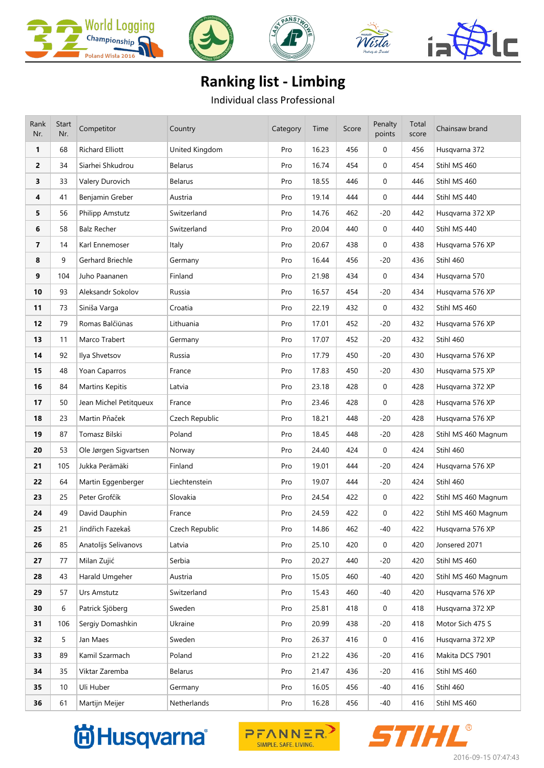# Ranking list - Limbing

Individual class Professional

| Rank Nr. | Start Nr. | Competitor | Country | Category | Time | Score | Penalty points | Total score | Chainsaw brand |
|---|---|---|---|---|---|---|---|---|---|
| **1** | 68 | Richard Elliott | United Kingdom | Pro | 16.23 | 456 | 0 | 456 | Husqvarna 372 |
| **2** | 34 | Siarhei Shkudrou | Belarus | Pro | 16.74 | 454 | 0 | 454 | Stihl MS 460 |
| **3** | 33 | Valery Durovich | Belarus | Pro | 18.55 | 446 | 0 | 446 | Stihl MS 460 |
| **4** | 41 | Benjamin Greber | Austria | Pro | 19.14 | 444 | 0 | 444 | Stihl MS 440 |
| **5** | 56 | Philipp Amstutz | Switzerland | Pro | 14.76 | 462 | -20 | 442 | Husqvarna 372 XP |
| **6** | 58 | Balz Recher | Switzerland | Pro | 20.04 | 440 | 0 | 440 | Stihl MS 440 |
| **7** | 14 | Karl Ennemoser | Italy | Pro | 20.67 | 438 | 0 | 438 | Husqvarna 576 XP |
| **8** | 9 | Gerhard Briechle | Germany | Pro | 16.44 | 456 | -20 | 436 | Stihl 460 |
| **9** | 104 | Juho Paananen | Finland | Pro | 21.98 | 434 | 0 | 434 | Husqvarna 570 |
| **10** | 93 | Aleksandr Sokolov | Russia | Pro | 16.57 | 454 | -20 | 434 | Husqvarna 576 XP |
| **11** | 73 | Siniša Varga | Croatia | Pro | 22.19 | 432 | 0 | 432 | Stihl MS 460 |
| **12** | 79 | Romas Balčiūnas | Lithuania | Pro | 17.01 | 452 | -20 | 432 | Husqvarna 576 XP |
| **13** | 11 | Marco Trabert | Germany | Pro | 17.07 | 452 | -20 | 432 | Stihl 460 |
| **14** | 92 | Ilya Shvetsov | Russia | Pro | 17.79 | 450 | -20 | 430 | Husqvarna 576 XP |
| **15** | 48 | Yoan Caparros | France | Pro | 17.83 | 450 | -20 | 430 | Husqvarna 575 XP |
| **16** | 84 | Martins Kepitis | Latvia | Pro | 23.18 | 428 | 0 | 428 | Husqvarna 372 XP |
| **17** | 50 | Jean Michel Petitqueux | France | Pro | 23.46 | 428 | 0 | 428 | Husqvarna 576 XP |
| **18** | 23 | Martin Přaček | Czech Republic | Pro | 18.21 | 448 | -20 | 428 | Husqvarna 576 XP |
| **19** | 87 | Tomasz Bilski | Poland | Pro | 18.45 | 448 | -20 | 428 | Stihl MS 460 Magnum |
| **20** | 53 | Ole Jørgen Sigvartsen | Norway | Pro | 24.40 | 424 | 0 | 424 | Stihl 460 |
| **21** | 105 | Jukka Perämäki | Finland | Pro | 19.01 | 444 | -20 | 424 | Husqvarna 576 XP |
| **22** | 64 | Martin Eggenberger | Liechtenstein | Pro | 19.07 | 444 | -20 | 424 | Stihl 460 |
| **23** | 25 | Peter Grofčík | Slovakia | Pro | 24.54 | 422 | 0 | 422 | Stihl MS 460 Magnum |
| **24** | 49 | David Dauphin | France | Pro | 24.59 | 422 | 0 | 422 | Stihl MS 460 Magnum |
| **25** | 21 | Jindřich Fazekaš | Czech Republic | Pro | 14.86 | 462 | -40 | 422 | Husqvarna 576 XP |
| **26** | 85 | Anatolijs Selivanovs | Latvia | Pro | 25.10 | 420 | 0 | 420 | Jonsered 2071 |
| **27** | 77 | Milan Zujić | Serbia | Pro | 20.27 | 440 | -20 | 420 | Stihl MS 460 |
| **28** | 43 | Harald Umgeher | Austria | Pro | 15.05 | 460 | -40 | 420 | Stihl MS 460 Magnum |
| **29** | 57 | Urs Amstutz | Switzerland | Pro | 15.43 | 460 | -40 | 420 | Husqvarna 576 XP |
| **30** | 6 | Patrick Sjöberg | Sweden | Pro | 25.81 | 418 | 0 | 418 | Husqvarna 372 XP |
| **31** | 106 | Sergiy Domashkin | Ukraine | Pro | 20.99 | 438 | -20 | 418 | Motor Sich 475 S |
| **32** | 5 | Jan Maes | Sweden | Pro | 26.37 | 416 | 0 | 416 | Husqvarna 372 XP |
| **33** | 89 | Kamil Szarmach | Poland | Pro | 21.22 | 436 | -20 | 416 | Makita DCS 7901 |
| **34** | 35 | Viktar Zaremba | Belarus | Pro | 21.47 | 436 | -20 | 416 | Stihl MS 460 |
| **35** | 10 | Uli Huber | Germany | Pro | 16.05 | 456 | -40 | 416 | Stihl 460 |
| **36** | 61 | Martijn Meijer | Netherlands | Pro | 16.28 | 456 | -40 | 416 | Stihl MS 460 |

2016-09-15 07:47:43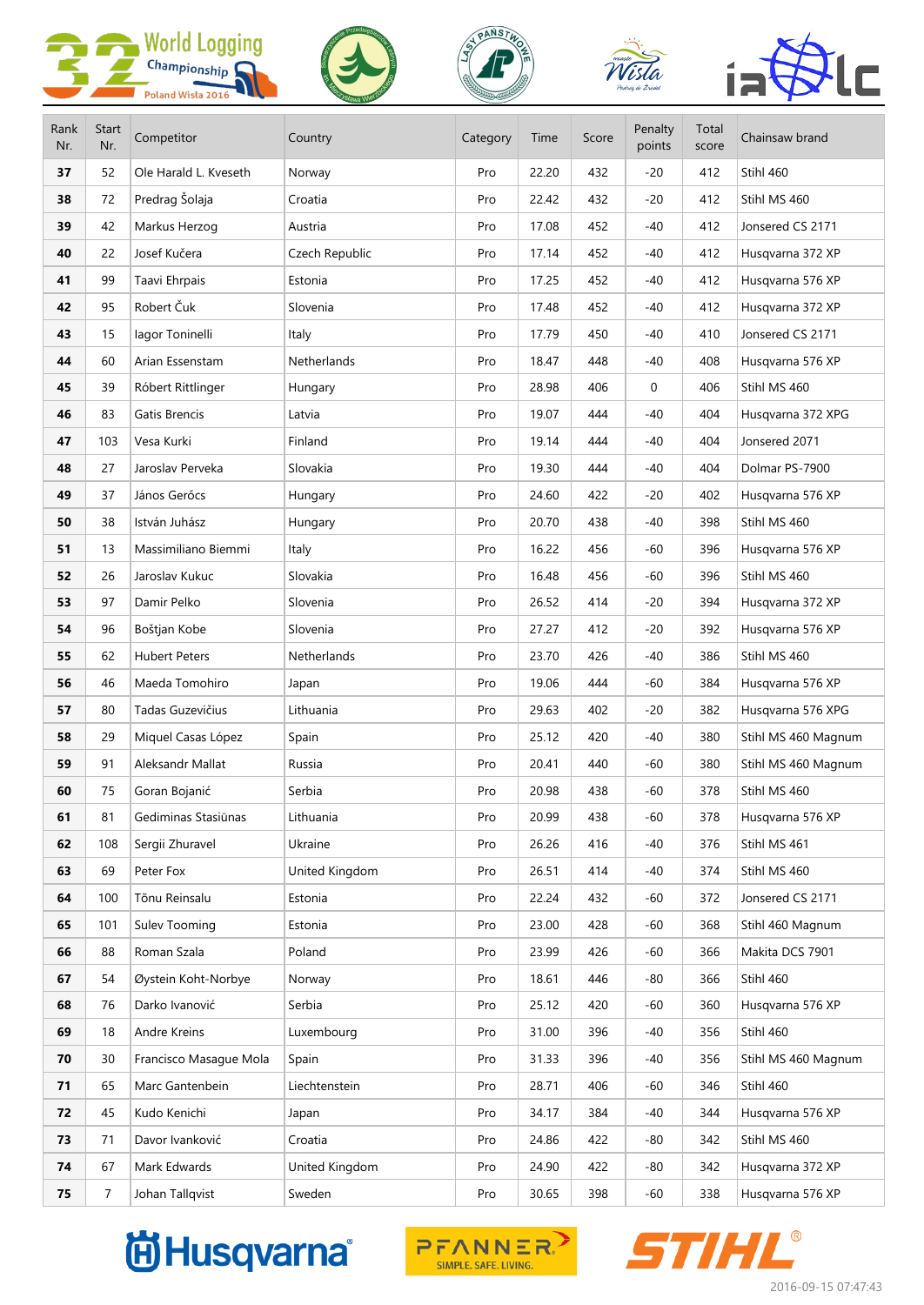| Rank Nr. | Start Nr. | Competitor | Country | Category | Time | Score | Penalty points | Total score | Chainsaw brand |
|---|---|---|---|---|---|---|---|---|---|
| **37** | 52 | Ole Harald L. Kveseth | Norway | Pro | 22.20 | 432 | -20 | 412 | Stihl 460 |
| **38** | 72 | Predrag Šolaja | Croatia | Pro | 22.42 | 432 | -20 | 412 | Stihl MS 460 |
| **39** | 42 | Markus Herzog | Austria | Pro | 17.08 | 452 | -40 | 412 | Jonsered CS 2171 |
| **40** | 22 | Josef Kučera | Czech Republic | Pro | 17.14 | 452 | -40 | 412 | Husqvarna 372 XP |
| **41** | 99 | Taavi Ehrpais | Estonia | Pro | 17.25 | 452 | -40 | 412 | Husqvarna 576 XP |
| **42** | 95 | Robert Čuk | Slovenia | Pro | 17.48 | 452 | -40 | 412 | Husqvarna 372 XP |
| **43** | 15 | Iagor Toninelli | Italy | Pro | 17.79 | 450 | -40 | 410 | Jonsered CS 2171 |
| **44** | 60 | Arian Essenstam | Netherlands | Pro | 18.47 | 448 | -40 | 408 | Husqvarna 576 XP |
| **45** | 39 | Róbert Rittlinger | Hungary | Pro | 28.98 | 406 | 0 | 406 | Stihl MS 460 |
| **46** | 83 | Gatis Brencis | Latvia | Pro | 19.07 | 444 | -40 | 404 | Husqvarna 372 XPG |
| **47** | 103 | Vesa Kurki | Finland | Pro | 19.14 | 444 | -40 | 404 | Jonsered 2071 |
| **48** | 27 | Jaroslav Perveka | Slovakia | Pro | 19.30 | 444 | -40 | 404 | Dolmar PS-7900 |
| **49** | 37 | János Gerócs | Hungary | Pro | 24.60 | 422 | -20 | 402 | Husqvarna 576 XP |
| **50** | 38 | István Juhász | Hungary | Pro | 20.70 | 438 | -40 | 398 | Stihl MS 460 |
| **51** | 13 | Massimiliano Biemmi | Italy | Pro | 16.22 | 456 | -60 | 396 | Husqvarna 576 XP |
| **52** | 26 | Jaroslav Kukuc | Slovakia | Pro | 16.48 | 456 | -60 | 396 | Stihl MS 460 |
| **53** | 97 | Damir Pelko | Slovenia | Pro | 26.52 | 414 | -20 | 394 | Husqvarna 372 XP |
| **54** | 96 | Boštjan Kobe | Slovenia | Pro | 27.27 | 412 | -20 | 392 | Husqvarna 576 XP |
| **55** | 62 | Hubert Peters | Netherlands | Pro | 23.70 | 426 | -40 | 386 | Stihl MS 460 |
| **56** | 46 | Maeda Tomohiro | Japan | Pro | 19.06 | 444 | -60 | 384 | Husqvarna 576 XP |
| **57** | 80 | Tadas Guzevičius | Lithuania | Pro | 29.63 | 402 | -20 | 382 | Husqvarna 576 XPG |
| **58** | 29 | Miquel Casas López | Spain | Pro | 25.12 | 420 | -40 | 380 | Stihl MS 460 Magnum |
| **59** | 91 | Aleksandr Mallat | Russia | Pro | 20.41 | 440 | -60 | 380 | Stihl MS 460 Magnum |
| **60** | 75 | Goran Bojanić | Serbia | Pro | 20.98 | 438 | -60 | 378 | Stihl MS 460 |
| **61** | 81 | Gediminas Stasiūnas | Lithuania | Pro | 20.99 | 438 | -60 | 378 | Husqvarna 576 XP |
| **62** | 108 | Sergii Zhuravel | Ukraine | Pro | 26.26 | 416 | -40 | 376 | Stihl MS 461 |
| **63** | 69 | Peter Fox | United Kingdom | Pro | 26.51 | 414 | -40 | 374 | Stihl MS 460 |
| **64** | 100 | Tõnu Reinsalu | Estonia | Pro | 22.24 | 432 | -60 | 372 | Jonsered CS 2171 |
| **65** | 101 | Sulev Tooming | Estonia | Pro | 23.00 | 428 | -60 | 368 | Stihl 460 Magnum |
| **66** | 88 | Roman Szala | Poland | Pro | 23.99 | 426 | -60 | 366 | Makita DCS 7901 |
| **67** | 54 | Øystein Koht-Norbye | Norway | Pro | 18.61 | 446 | -80 | 366 | Stihl 460 |
| **68** | 76 | Darko Ivanović | Serbia | Pro | 25.12 | 420 | -60 | 360 | Husqvarna 576 XP |
| **69** | 18 | Andre Kreins | Luxembourg | Pro | 31.00 | 396 | -40 | 356 | Stihl 460 |
| **70** | 30 | Francisco Masague Mola | Spain | Pro | 31.33 | 396 | -40 | 356 | Stihl MS 460 Magnum |
| **71** | 65 | Marc Gantenbein | Liechtenstein | Pro | 28.71 | 406 | -60 | 346 | Stihl 460 |
| **72** | 45 | Kudo Kenichi | Japan | Pro | 34.17 | 384 | -40 | 344 | Husqvarna 576 XP |
| **73** | 71 | Davor Ivanković | Croatia | Pro | 24.86 | 422 | -80 | 342 | Stihl MS 460 |
| **74** | 67 | Mark Edwards | United Kingdom | Pro | 24.90 | 422 | -80 | 342 | Husqvarna 372 XP |
| **75** | 7 | Johan Tallqvist | Sweden | Pro | 30.65 | 398 | -60 | 338 | Husqvarna 576 XP |

2016-09-15 07:47:43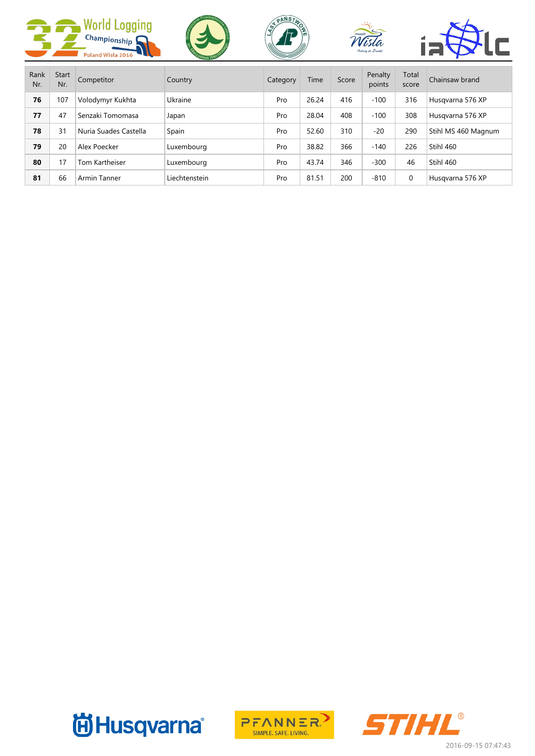| Rank Nr. | Start Nr. | Competitor | Country | Category | Time | Score | Penalty points | Total score | Chainsaw brand |
|---|---|---|---|---|---|---|---|---|---|
| **76** | 107 | Volodymyr Kukhta | Ukraine | Pro | 26.24 | 416 | -100 | 316 | Husqvarna 576 XP |
| **77** | 47 | Senzaki Tomomasa | Japan | Pro | 28.04 | 408 | -100 | 308 | Husqvarna 576 XP |
| **78** | 31 | Nuria Suades Castella | Spain | Pro | 52.60 | 310 | -20 | 290 | Stihl MS 460 Magnum |
| **79** | 20 | Alex Poecker | Luxembourg | Pro | 38.82 | 366 | -140 | 226 | Stihl 460 |
| **80** | 17 | Tom Kartheiser | Luxembourg | Pro | 43.74 | 346 | -300 | 46 | Stihl 460 |
| **81** | 66 | Armin Tanner | Liechtenstein | Pro | 81.51 | 200 | -810 | 0 | Husqvarna 576 XP |

2016-09-15 07:47:43